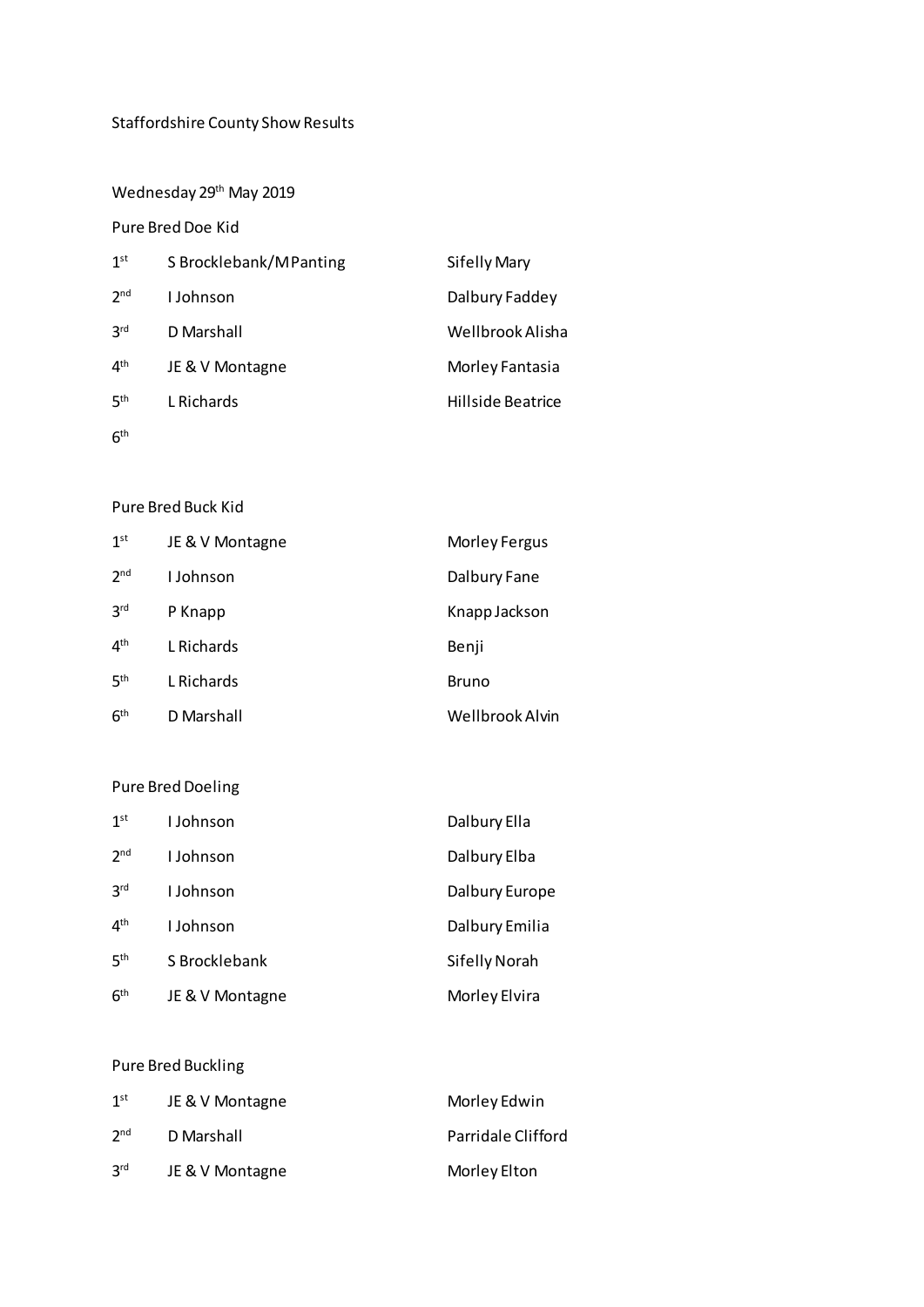Staffordshire County Show Results

Wednesday 29th May 2019

Pure Bred Doe Kid

| | | |
|---|---|---|
| 1st | S Brocklebank/M Panting | Sifelly Mary |
| 2nd | I Johnson | Dalbury Faddey |
| 3rd | D Marshall | Wellbrook Alisha |
| 4th | JE & V Montagne | Morley Fantasia |
| 5th | L Richards | Hillside Beatrice |
| 6th | | |

Pure Bred Buck Kid

| | | |
|---|---|---|
| 1st | JE & V Montagne | Morley Fergus |
| 2nd | I Johnson | Dalbury Fane |
| 3rd | P Knapp | Knapp Jackson |
| 4th | L Richards | Benji |
| 5th | L Richards | Bruno |
| 6th | D Marshall | Wellbrook Alvin |

Pure Bred Doeling

| | | |
|---|---|---|
| 1st | I Johnson | Dalbury Ella |
| 2nd | I Johnson | Dalbury Elba |
| 3rd | I Johnson | Dalbury Europe |
| 4th | I Johnson | Dalbury Emilia |
| 5th | S Brocklebank | Sifelly Norah |
| 6th | JE & V Montagne | Morley Elvira |

Pure Bred Buckling

| | | |
|---|---|---|
| 1st | JE & V Montagne | Morley Edwin |
| 2nd | D Marshall | Parridale Clifford |
| 3rd | JE & V Montagne | Morley Elton |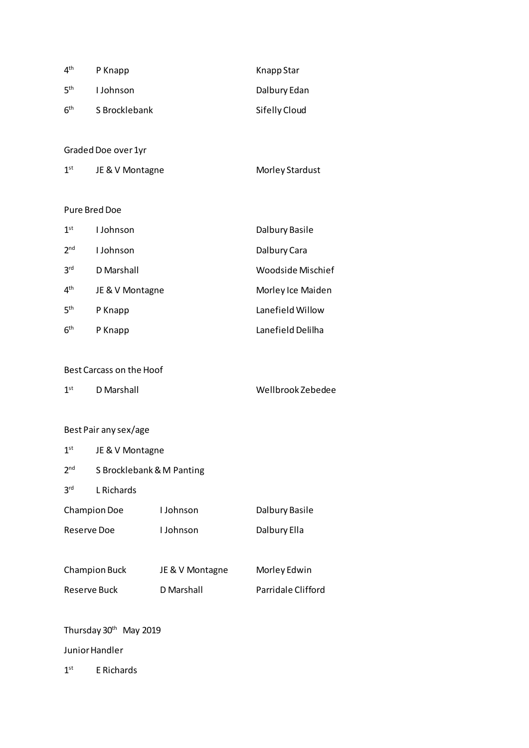| | | |
|---|---|---|
| 4th | P Knapp | Knapp Star |
| 5th | I Johnson | Dalbury Edan |
| 6th | S Brocklebank | Sifelly Cloud |

Graded Doe over 1yr

| | | |
|---|---|---|
| 1st | JE & V Montagne | Morley Stardust |

Pure Bred Doe

| | | |
|---|---|---|
| 1st | I Johnson | Dalbury Basile |
| 2nd | I Johnson | Dalbury Cara |
| 3rd | D Marshall | Woodside Mischief |
| 4th | JE & V Montagne | Morley Ice Maiden |
| 5th | P Knapp | Lanefield Willow |
| 6th | P Knapp | Lanefield Delilha |

Best Carcass on the Hoof

| | | |
|---|---|---|
| 1st | D Marshall | Wellbrook Zebedee |

Best Pair any sex/age

| | |
|---|---|
| 1st | JE & V Montagne |
| 2nd | S Brocklebank & M Panting |
| 3rd | L Richards |

| | | |
|---|---|---|
| Champion Doe | I Johnson | Dalbury Basile |
| Reserve Doe | I Johnson | Dalbury Ella |
| Champion Buck | JE & V Montagne | Morley Edwin |
| Reserve Buck | D Marshall | Parridale Clifford |

Thursday 30th May 2019

Junior Handler

| | |
|---|---|
| 1st | E Richards |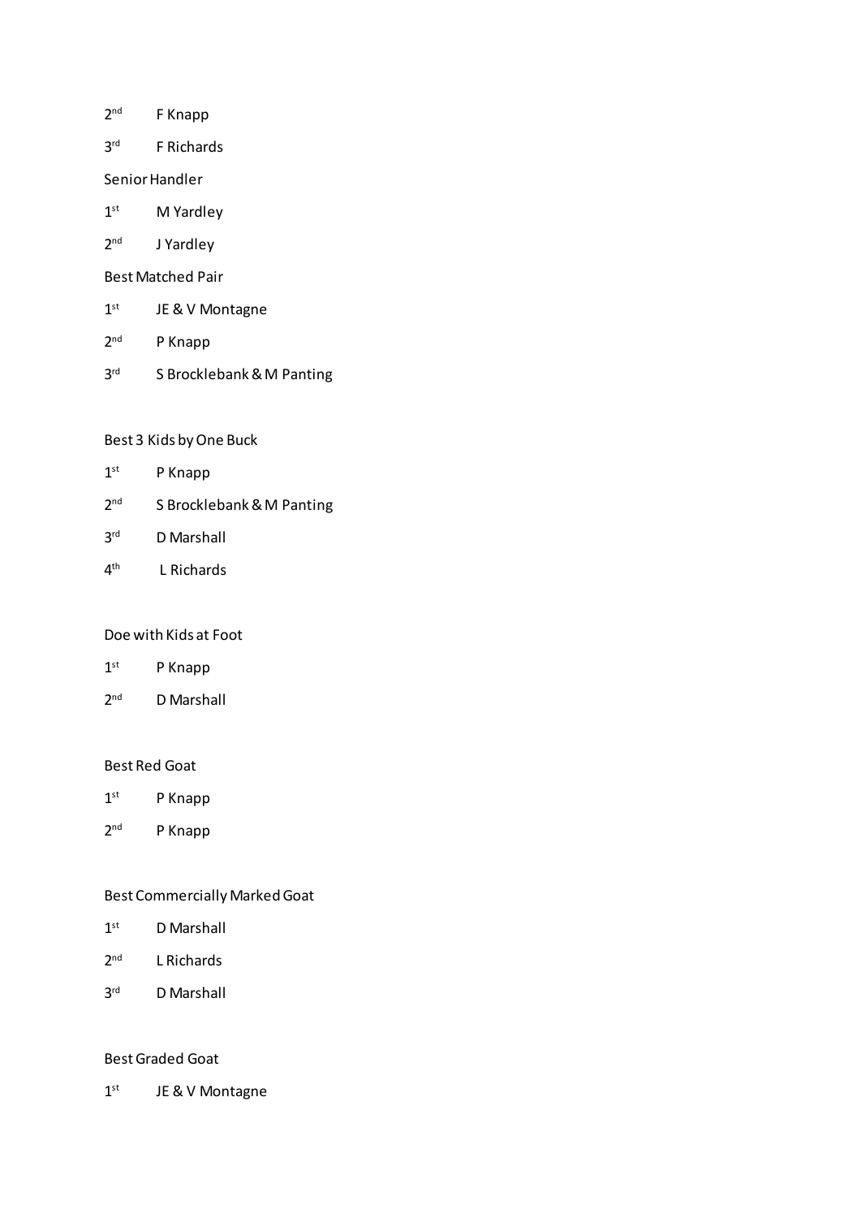2nd F Knapp

3rd F Richards

Senior Handler

1st M Yardley

2nd J Yardley

Best Matched Pair

1st JE & V Montagne

2nd P Knapp

3rd S Brocklebank & M Panting

Best 3 Kids by One Buck

1st P Knapp

2nd S Brocklebank & M Panting

3rd D Marshall

4th L Richards

Doe with Kids at Foot

1st P Knapp

2nd D Marshall

Best Red Goat

1st P Knapp

2nd P Knapp

Best Commercially Marked Goat

1st D Marshall

2nd L Richards

3rd D Marshall

Best Graded Goat

1st JE & V Montagne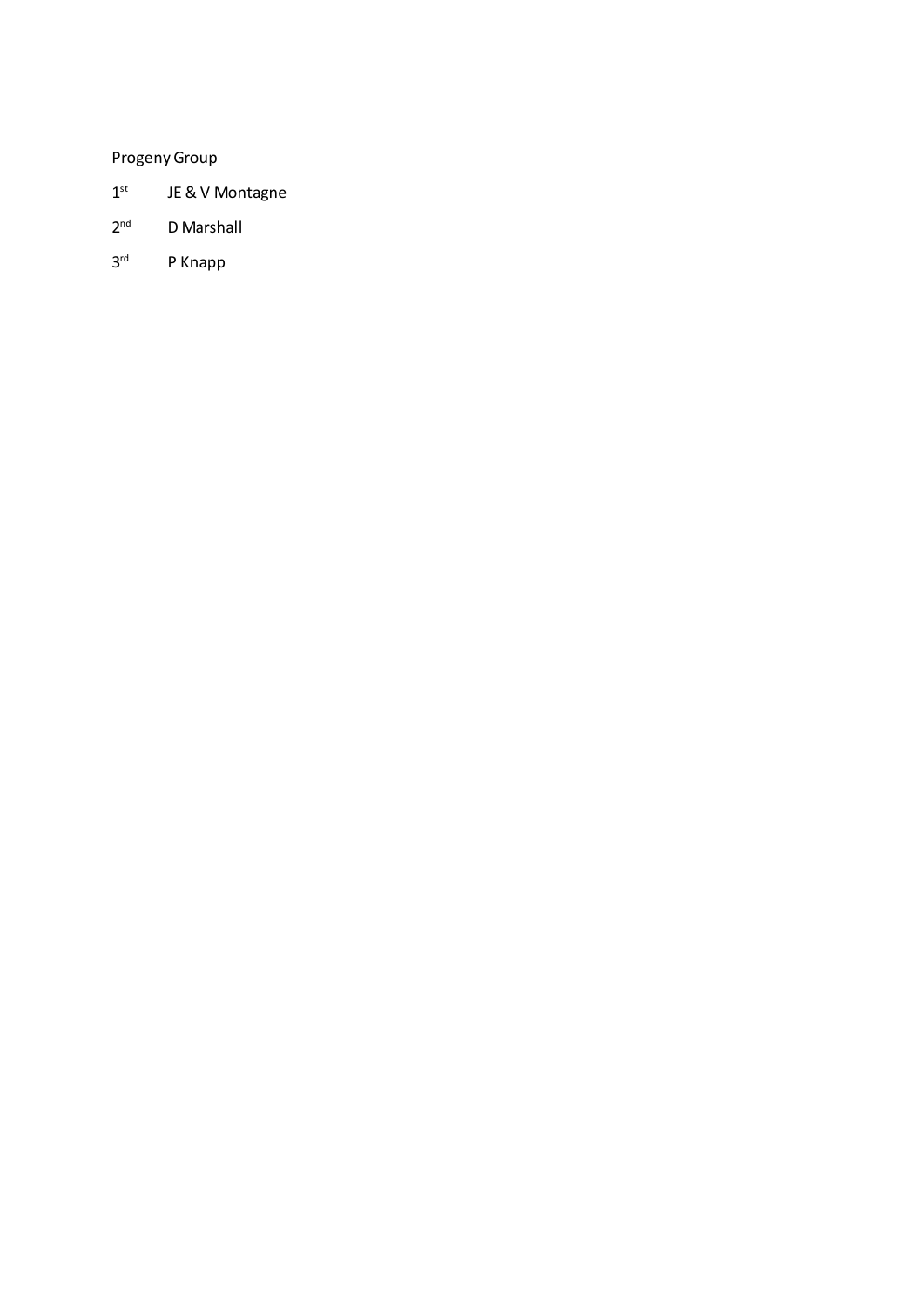Progeny Group

1st JE & V Montagne

2nd D Marshall

3rd P Knapp